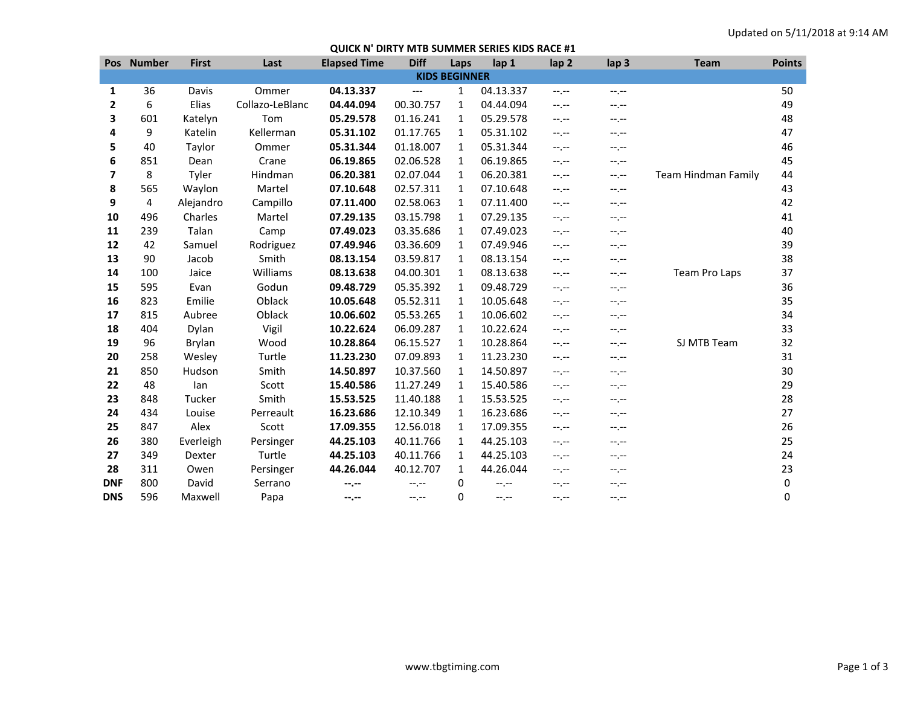Updated on 5/11/2018 at 9:14 AM

## QUICK N' DIRTY MTB SUMMER SERIES KIDS RACE #1

| Pos | Number | First | Last | Elapsed Time | Diff | Laps | lap 1 | lap 2 | lap 3 | Team | Points |
|---|---|---|---|---|---|---|---|---|---|---|---|
| **KIDS BEGINNER** | | | | | | | | | | | |
| **1** | 36 | Davis | Ommer | **04.13.337** | --- | 1 | 04.13.337 | --.-- | --.-- | | 50 |
| **2** | 6 | Elias | Collazo-LeBlanc | **04.44.094** | 00.30.757 | 1 | 04.44.094 | --.-- | --.-- | | 49 |
| **3** | 601 | Katelyn | Tom | **05.29.578** | 01.16.241 | 1 | 05.29.578 | --.-- | --.-- | | 48 |
| **4** | 9 | Katelin | Kellerman | **05.31.102** | 01.17.765 | 1 | 05.31.102 | --.-- | --.-- | | 47 |
| **5** | 40 | Taylor | Ommer | **05.31.344** | 01.18.007 | 1 | 05.31.344 | --.-- | --.-- | | 46 |
| **6** | 851 | Dean | Crane | **06.19.865** | 02.06.528 | 1 | 06.19.865 | --.-- | --.-- | | 45 |
| **7** | 8 | Tyler | Hindman | **06.20.381** | 02.07.044 | 1 | 06.20.381 | --.-- | --.-- | Team Hindman Family | 44 |
| **8** | 565 | Waylon | Martel | **07.10.648** | 02.57.311 | 1 | 07.10.648 | --.-- | --.-- | | 43 |
| **9** | 4 | Alejandro | Campillo | **07.11.400** | 02.58.063 | 1 | 07.11.400 | --.-- | --.-- | | 42 |
| **10** | 496 | Charles | Martel | **07.29.135** | 03.15.798 | 1 | 07.29.135 | --.-- | --.-- | | 41 |
| **11** | 239 | Talan | Camp | **07.49.023** | 03.35.686 | 1 | 07.49.023 | --.-- | --.-- | | 40 |
| **12** | 42 | Samuel | Rodriguez | **07.49.946** | 03.36.609 | 1 | 07.49.946 | --.-- | --.-- | | 39 |
| **13** | 90 | Jacob | Smith | **08.13.154** | 03.59.817 | 1 | 08.13.154 | --.-- | --.-- | | 38 |
| **14** | 100 | Jaice | Williams | **08.13.638** | 04.00.301 | 1 | 08.13.638 | --.-- | --.-- | Team Pro Laps | 37 |
| **15** | 595 | Evan | Godun | **09.48.729** | 05.35.392 | 1 | 09.48.729 | --.-- | --.-- | | 36 |
| **16** | 823 | Emilie | Oblack | **10.05.648** | 05.52.311 | 1 | 10.05.648 | --.-- | --.-- | | 35 |
| **17** | 815 | Aubree | Oblack | **10.06.602** | 05.53.265 | 1 | 10.06.602 | --.-- | --.-- | | 34 |
| **18** | 404 | Dylan | Vigil | **10.22.624** | 06.09.287 | 1 | 10.22.624 | --.-- | --.-- | | 33 |
| **19** | 96 | Brylan | Wood | **10.28.864** | 06.15.527 | 1 | 10.28.864 | --.-- | --.-- | SJ MTB Team | 32 |
| **20** | 258 | Wesley | Turtle | **11.23.230** | 07.09.893 | 1 | 11.23.230 | --.-- | --.-- | | 31 |
| **21** | 850 | Hudson | Smith | **14.50.897** | 10.37.560 | 1 | 14.50.897 | --.-- | --.-- | | 30 |
| **22** | 48 | Ian | Scott | **15.40.586** | 11.27.249 | 1 | 15.40.586 | --.-- | --.-- | | 29 |
| **23** | 848 | Tucker | Smith | **15.53.525** | 11.40.188 | 1 | 15.53.525 | --.-- | --.-- | | 28 |
| **24** | 434 | Louise | Perreault | **16.23.686** | 12.10.349 | 1 | 16.23.686 | --.-- | --.-- | | 27 |
| **25** | 847 | Alex | Scott | **17.09.355** | 12.56.018 | 1 | 17.09.355 | --.-- | --.-- | | 26 |
| **26** | 380 | Everleigh | Persinger | **44.25.103** | 40.11.766 | 1 | 44.25.103 | --.-- | --.-- | | 25 |
| **27** | 349 | Dexter | Turtle | **44.25.103** | 40.11.766 | 1 | 44.25.103 | --.-- | --.-- | | 24 |
| **28** | 311 | Owen | Persinger | **44.26.044** | 40.12.707 | 1 | 44.26.044 | --.-- | --.-- | | 23 |
| **DNF** | 800 | David | Serrano | **--.--** | --.-- | 0 | --.-- | --.-- | --.-- | | 0 |
| **DNS** | 596 | Maxwell | Papa | **--.--** | --.-- | 0 | --.-- | --.-- | --.-- | | 0 |

www.tbgtiming.com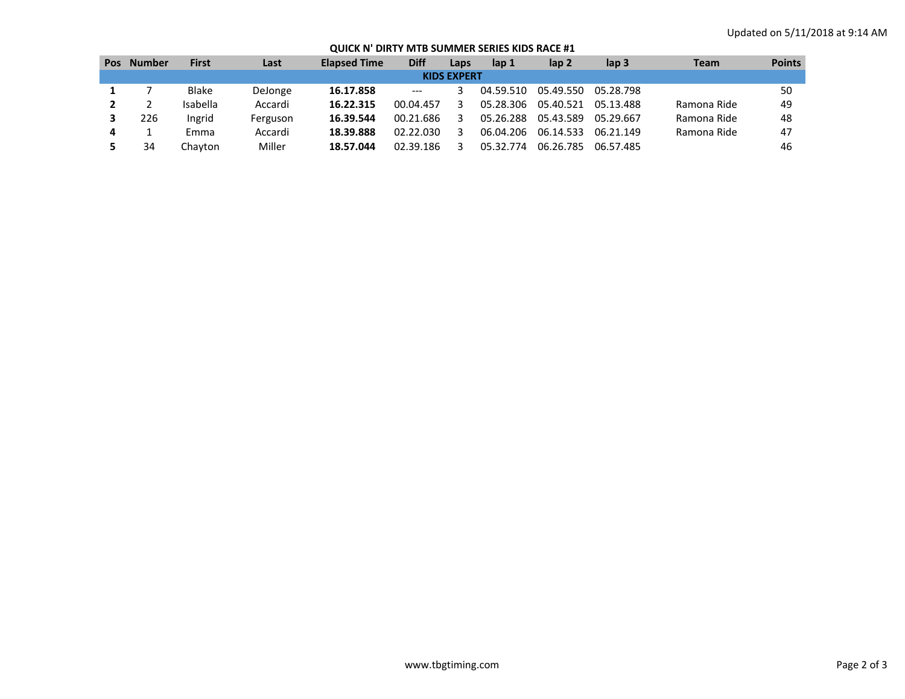Updated on 5/11/2018 at 9:14 AM

# QUICK N' DIRTY MTB SUMMER SERIES KIDS RACE #1

| Pos | Number | First | Last | Elapsed Time | Diff | Laps | lap 1 | lap 2 | lap 3 | Team | Points |
|---|---|---|---|---|---|---|---|---|---|---|---|
| **KIDS EXPERT** | | | | | | | | | | | |
| **1** | 7 | Blake | DeJonge | **16.17.858** | --- | 3 | 04.59.510 | 05.49.550 | 05.28.798 | | 50 |
| **2** | 2 | Isabella | Accardi | **16.22.315** | 00.04.457 | 3 | 05.28.306 | 05.40.521 | 05.13.488 | Ramona Ride | 49 |
| **3** | 226 | Ingrid | Ferguson | **16.39.544** | 00.21.686 | 3 | 05.26.288 | 05.43.589 | 05.29.667 | Ramona Ride | 48 |
| **4** | 1 | Emma | Accardi | **18.39.888** | 02.22.030 | 3 | 06.04.206 | 06.14.533 | 06.21.149 | Ramona Ride | 47 |
| **5** | 34 | Chayton | Miller | **18.57.044** | 02.39.186 | 3 | 05.32.774 | 06.26.785 | 06.57.485 | | 46 |

www.tbgtiming.com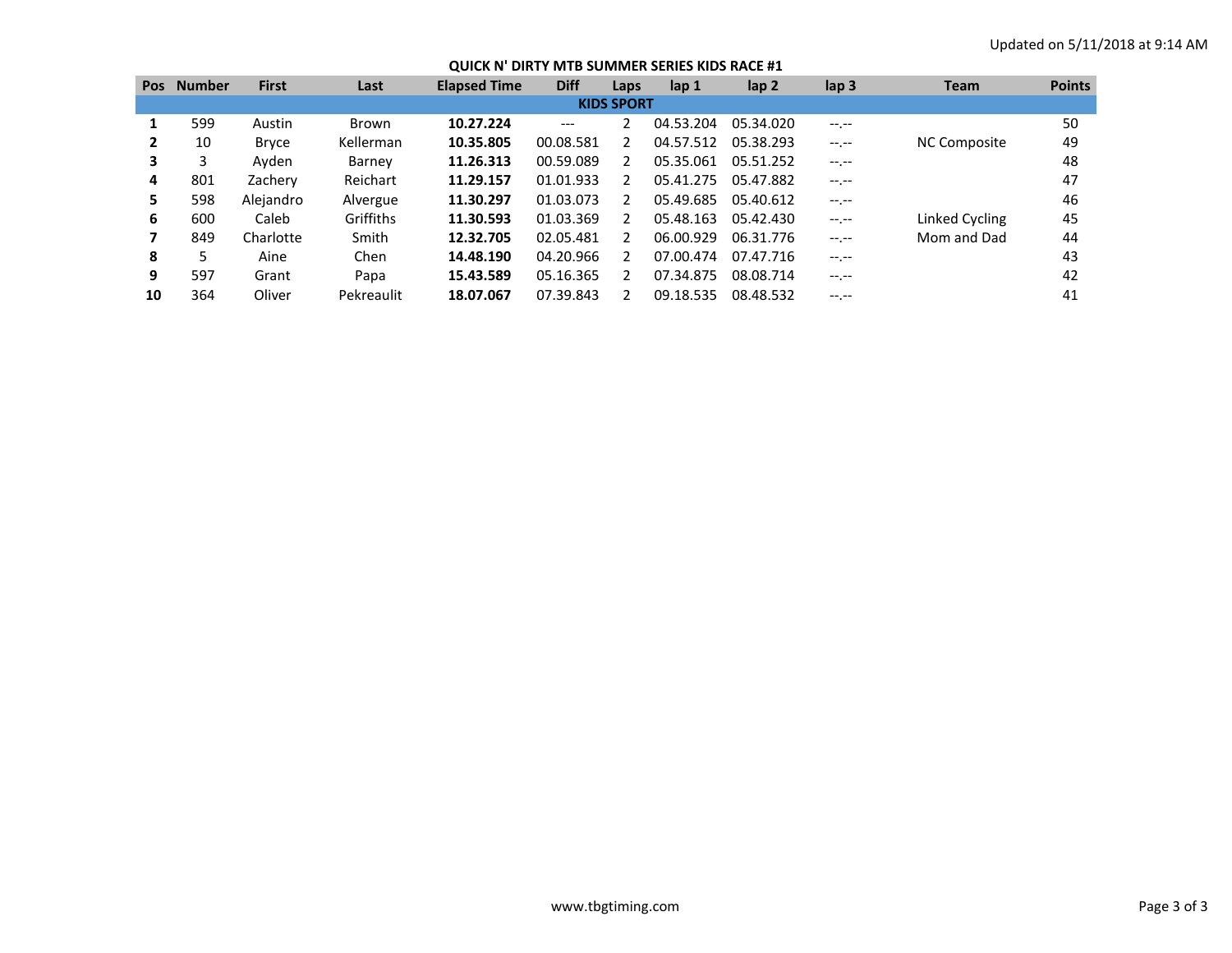Updated on 5/11/2018 at 9:14 AM

**QUICK N' DIRTY MTB SUMMER SERIES KIDS RACE #1**

| Pos | Number | First | Last | Elapsed Time | Diff | Laps | lap 1 | lap 2 | lap 3 | Team | Points |
|---|---|---|---|---|---|---|---|---|---|---|---|
| **KIDS SPORT** | | | | | | | | | | | |
| **1** | 599 | Austin | Brown | **10.27.224** | --- | 2 | 04.53.204 | 05.34.020 | --.-- | | 50 |
| **2** | 10 | Bryce | Kellerman | **10.35.805** | 00.08.581 | 2 | 04.57.512 | 05.38.293 | --.-- | NC Composite | 49 |
| **3** | 3 | Ayden | Barney | **11.26.313** | 00.59.089 | 2 | 05.35.061 | 05.51.252 | --.-- | | 48 |
| **4** | 801 | Zachery | Reichart | **11.29.157** | 01.01.933 | 2 | 05.41.275 | 05.47.882 | --.-- | | 47 |
| **5** | 598 | Alejandro | Alvergue | **11.30.297** | 01.03.073 | 2 | 05.49.685 | 05.40.612 | --.-- | | 46 |
| **6** | 600 | Caleb | Griffiths | **11.30.593** | 01.03.369 | 2 | 05.48.163 | 05.42.430 | --.-- | Linked Cycling | 45 |
| **7** | 849 | Charlotte | Smith | **12.32.705** | 02.05.481 | 2 | 06.00.929 | 06.31.776 | --.-- | Mom and Dad | 44 |
| **8** | 5 | Aine | Chen | **14.48.190** | 04.20.966 | 2 | 07.00.474 | 07.47.716 | --.-- | | 43 |
| **9** | 597 | Grant | Papa | **15.43.589** | 05.16.365 | 2 | 07.34.875 | 08.08.714 | --.-- | | 42 |
| **10** | 364 | Oliver | Pekreaulit | **18.07.067** | 07.39.843 | 2 | 09.18.535 | 08.48.532 | --.-- | | 41 |

www.tbgtiming.com